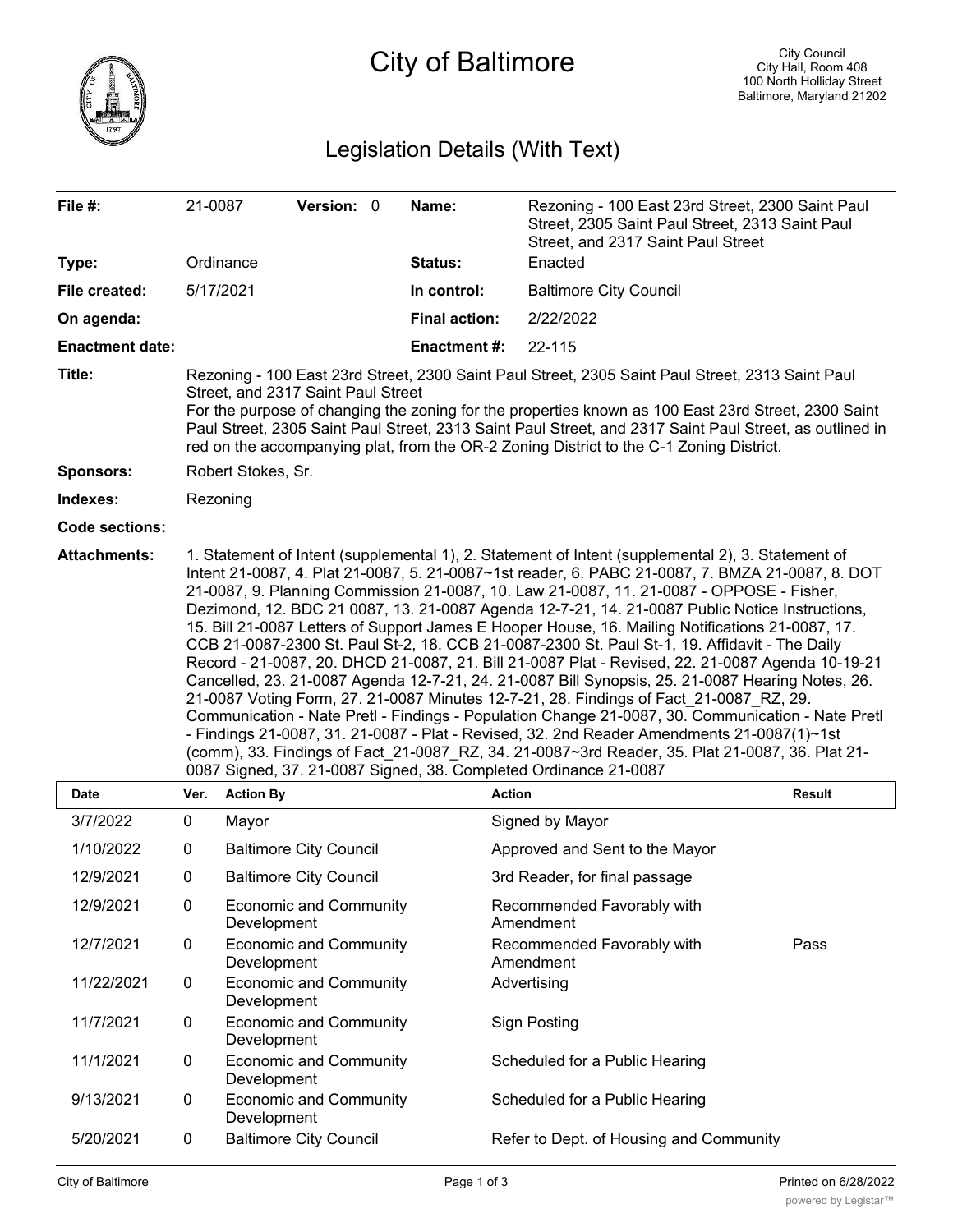# City of Baltimore

City Council
City Hall, Room 408
100 North Holliday Street
Baltimore, Maryland 21202

## Legislation Details (With Text)

| | | | |
|---|---|---|---|
| **File #:** | 21-0087 **Version:** 0 | **Name:** | Rezoning - 100 East 23rd Street, 2300 Saint Paul Street, 2305 Saint Paul Street, 2313 Saint Paul Street, and 2317 Saint Paul Street |
| **Type:** | Ordinance | **Status:** | Enacted |
| **File created:** | 5/17/2021 | **In control:** | Baltimore City Council |
| **On agenda:** | | **Final action:** | 2/22/2022 |
| **Enactment date:** | | **Enactment #:** | 22-115 |

**Title:** Rezoning - 100 East 23rd Street, 2300 Saint Paul Street, 2305 Saint Paul Street, 2313 Saint Paul Street, and 2317 Saint Paul Street
For the purpose of changing the zoning for the properties known as 100 East 23rd Street, 2300 Saint Paul Street, 2305 Saint Paul Street, 2313 Saint Paul Street, and 2317 Saint Paul Street, as outlined in red on the accompanying plat, from the OR-2 Zoning District to the C-1 Zoning District.

**Sponsors:** Robert Stokes, Sr.

**Indexes:** Rezoning

**Code sections:**

**Attachments:** 1. Statement of Intent (supplemental 1), 2. Statement of Intent (supplemental 2), 3. Statement of Intent 21-0087, 4. Plat 21-0087, 5. 21-0087~1st reader, 6. PABC 21-0087, 7. BMZA 21-0087, 8. DOT 21-0087, 9. Planning Commission 21-0087, 10. Law 21-0087, 11. 21-0087 - OPPOSE - Fisher, Dezimond, 12. BDC 21 0087, 13. 21-0087 Agenda 12-7-21, 14. 21-0087 Public Notice Instructions, 15. Bill 21-0087 Letters of Support James E Hooper House, 16. Mailing Notifications 21-0087, 17. CCB 21-0087-2300 St. Paul St-2, 18. CCB 21-0087-2300 St. Paul St-1, 19. Affidavit - The Daily Record - 21-0087, 20. DHCD 21-0087, 21. Bill 21-0087 Plat - Revised, 22. 21-0087 Agenda 10-19-21 Cancelled, 23. 21-0087 Agenda 12-7-21, 24. 21-0087 Bill Synopsis, 25. 21-0087 Hearing Notes, 26. 21-0087 Voting Form, 27. 21-0087 Minutes 12-7-21, 28. Findings of Fact_21-0087_RZ, 29. Communication - Nate Pretl - Findings - Population Change 21-0087, 30. Communication - Nate Pretl - Findings 21-0087, 31. 21-0087 - Plat - Revised, 32. 2nd Reader Amendments 21-0087(1)~1st (comm), 33. Findings of Fact_21-0087_RZ, 34. 21-0087~3rd Reader, 35. Plat 21-0087, 36. Plat 21-0087 Signed, 37. 21-0087 Signed, 38. Completed Ordinance 21-0087

| Date | Ver. | Action By | Action | Result |
|---|---|---|---|---|
| 3/7/2022 | 0 | Mayor | Signed by Mayor | |
| 1/10/2022 | 0 | Baltimore City Council | Approved and Sent to the Mayor | |
| 12/9/2021 | 0 | Baltimore City Council | 3rd Reader, for final passage | |
| 12/9/2021 | 0 | Economic and Community Development | Recommended Favorably with Amendment | |
| 12/7/2021 | 0 | Economic and Community Development | Recommended Favorably with Amendment | Pass |
| 11/22/2021 | 0 | Economic and Community Development | Advertising | |
| 11/7/2021 | 0 | Economic and Community Development | Sign Posting | |
| 11/1/2021 | 0 | Economic and Community Development | Scheduled for a Public Hearing | |
| 9/13/2021 | 0 | Economic and Community Development | Scheduled for a Public Hearing | |
| 5/20/2021 | 0 | Baltimore City Council | Refer to Dept. of Housing and Community | |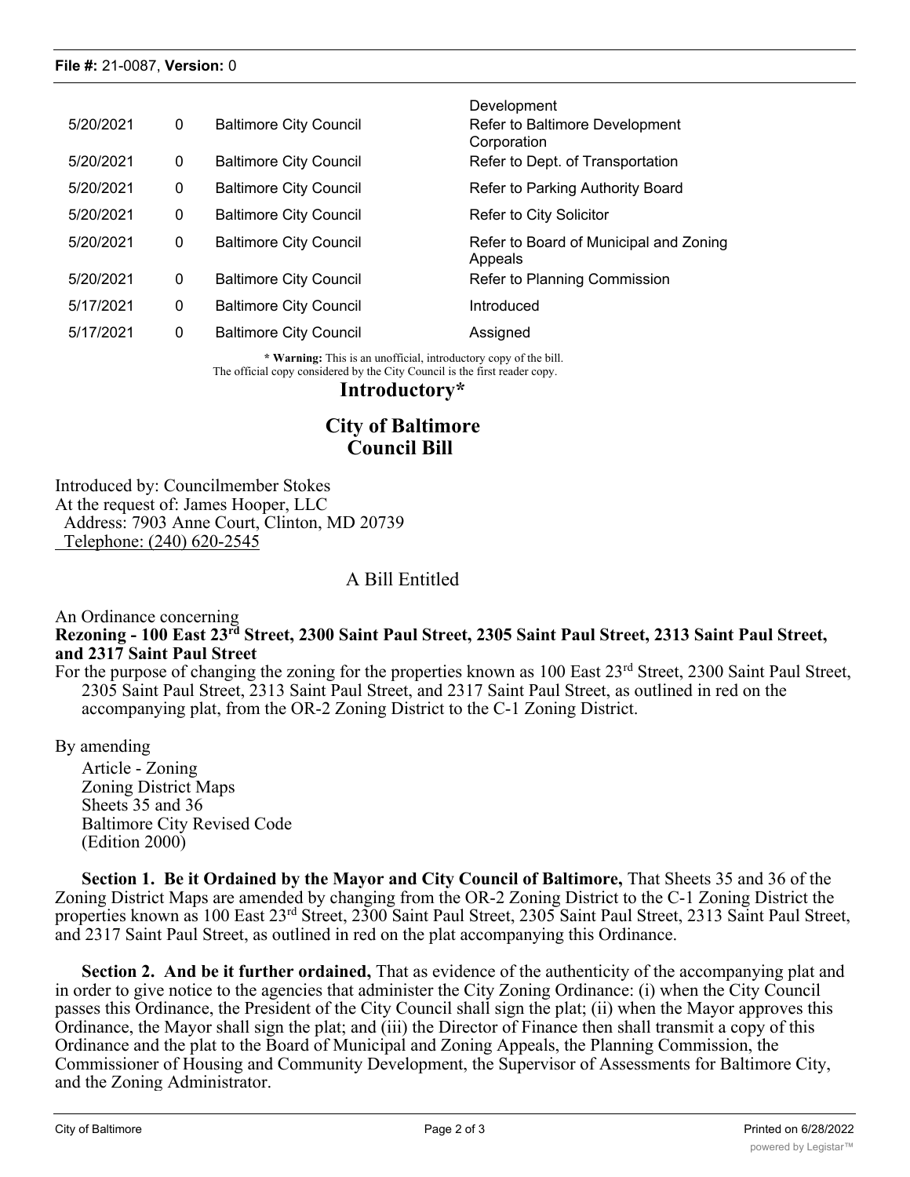| | | | |
|---|---|---|---|
| | | | Development |
| 5/20/2021 | 0 | Baltimore City Council | Refer to Baltimore Development Corporation |
| 5/20/2021 | 0 | Baltimore City Council | Refer to Dept. of Transportation |
| 5/20/2021 | 0 | Baltimore City Council | Refer to Parking Authority Board |
| 5/20/2021 | 0 | Baltimore City Council | Refer to City Solicitor |
| 5/20/2021 | 0 | Baltimore City Council | Refer to Board of Municipal and Zoning Appeals |
| 5/20/2021 | 0 | Baltimore City Council | Refer to Planning Commission |
| 5/17/2021 | 0 | Baltimore City Council | Introduced |
| 5/17/2021 | 0 | Baltimore City Council | Assigned |

**\* Warning:** This is an unofficial, introductory copy of the bill.
The official copy considered by the City Council is the first reader copy.

# Introductory*

# City of Baltimore Council Bill

Introduced by: Councilmember Stokes
At the request of: James Hooper, LLC
Address: 7903 Anne Court, Clinton, MD 20739
Telephone: (240) 620-2545

## A Bill Entitled

An Ordinance concerning
**Rezoning - 100 East 23rd Street, 2300 Saint Paul Street, 2305 Saint Paul Street, 2313 Saint Paul Street, and 2317 Saint Paul Street**
For the purpose of changing the zoning for the properties known as 100 East 23rd Street, 2300 Saint Paul Street, 2305 Saint Paul Street, 2313 Saint Paul Street, and 2317 Saint Paul Street, as outlined in red on the accompanying plat, from the OR-2 Zoning District to the C-1 Zoning District.

By amending
Article - Zoning
Zoning District Maps
Sheets 35 and 36
Baltimore City Revised Code
(Edition 2000)

**Section 1. Be it Ordained by the Mayor and City Council of Baltimore,** That Sheets 35 and 36 of the Zoning District Maps are amended by changing from the OR-2 Zoning District to the C-1 Zoning District the properties known as 100 East 23rd Street, 2300 Saint Paul Street, 2305 Saint Paul Street, 2313 Saint Paul Street, and 2317 Saint Paul Street, as outlined in red on the plat accompanying this Ordinance.

**Section 2. And be it further ordained,** That as evidence of the authenticity of the accompanying plat and in order to give notice to the agencies that administer the City Zoning Ordinance: (i) when the City Council passes this Ordinance, the President of the City Council shall sign the plat; (ii) when the Mayor approves this Ordinance, the Mayor shall sign the plat; and (iii) the Director of Finance then shall transmit a copy of this Ordinance and the plat to the Board of Municipal and Zoning Appeals, the Planning Commission, the Commissioner of Housing and Community Development, the Supervisor of Assessments for Baltimore City, and the Zoning Administrator.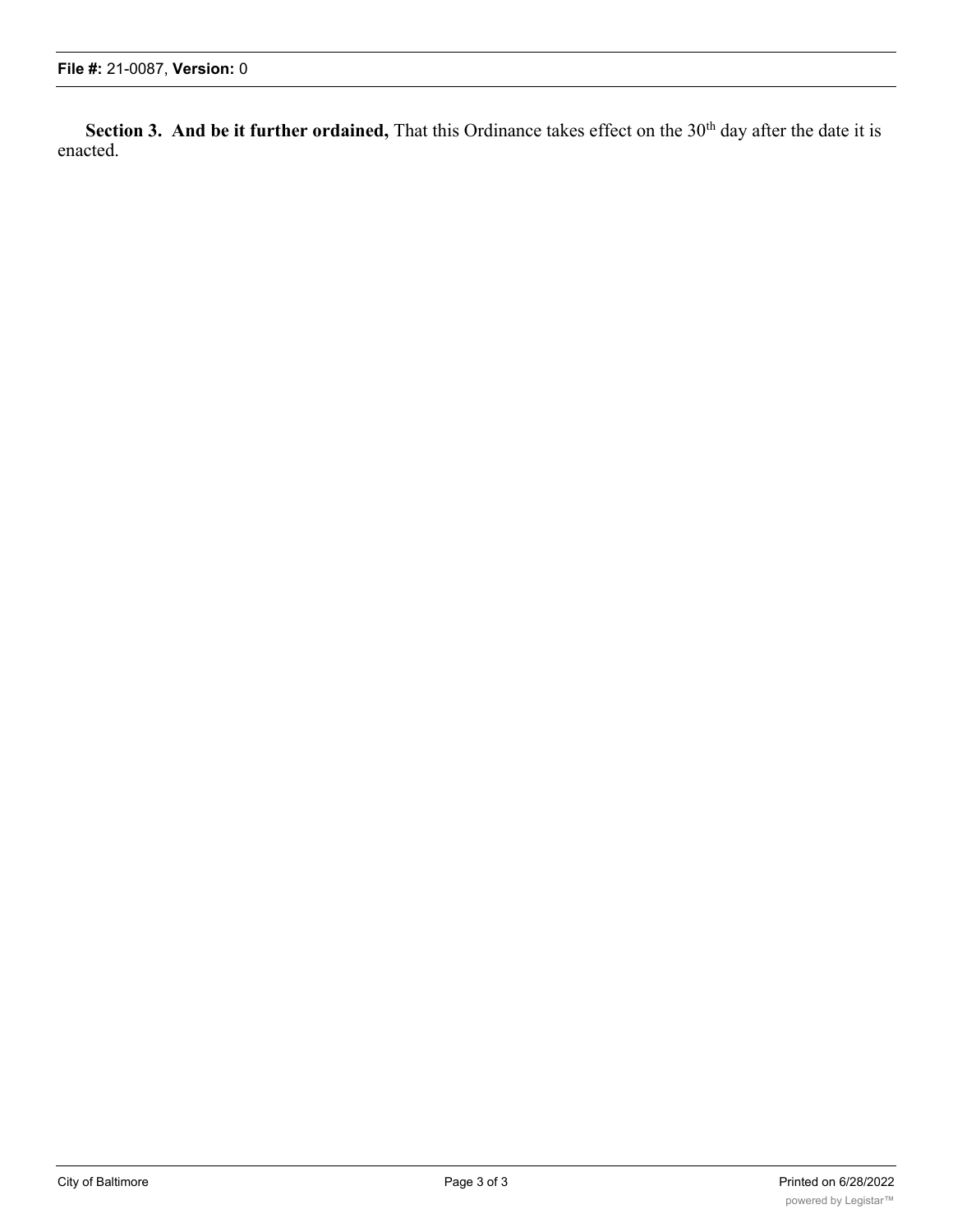**Section 3. And be it further ordained,** That this Ordinance takes effect on the 30th day after the date it is enacted.